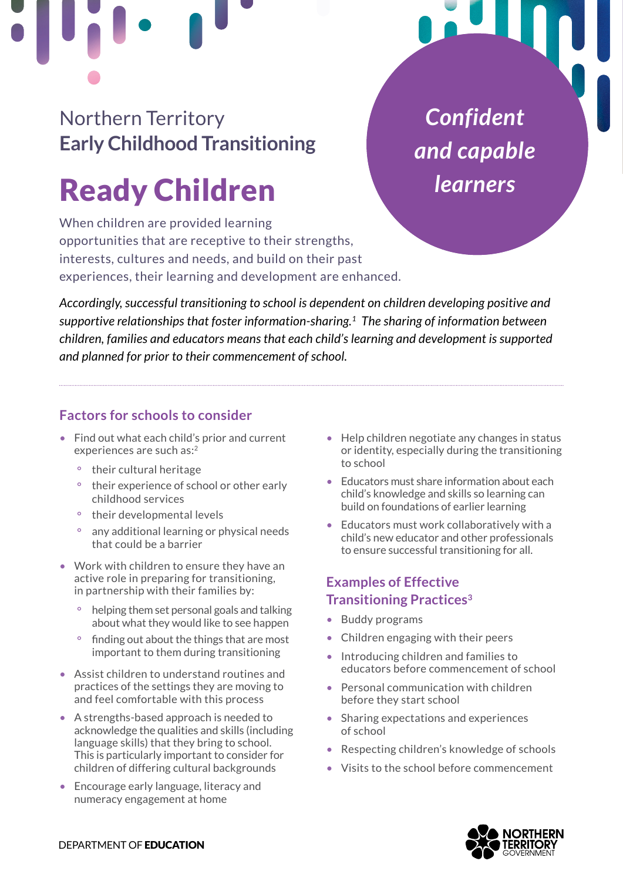Northern Territory
**Early Childhood Transitioning**

# Ready Children

*Confident and capable learners*

When children are provided learning opportunities that are receptive to their strengths, interests, cultures and needs, and build on their past experiences, their learning and development are enhanced.

*Accordingly, successful transitioning to school is dependent on children developing positive and supportive relationships that foster information-sharing.*[1] *The sharing of information between children, families and educators means that each child's learning and development is supported and planned for prior to their commencement of school.*

## Factors for schools to consider

- Find out what each child's prior and current experiences are such as:[2]
  - their cultural heritage
  - their experience of school or other early childhood services
  - their developmental levels
  - any additional learning or physical needs that could be a barrier
- Work with children to ensure they have an active role in preparing for transitioning, in partnership with their families by:
  - helping them set personal goals and talking about what they would like to see happen
  - finding out about the things that are most important to them during transitioning
- Assist children to understand routines and practices of the settings they are moving to and feel comfortable with this process
- A strengths-based approach is needed to acknowledge the qualities and skills (including language skills) that they bring to school. This is particularly important to consider for children of differing cultural backgrounds
- Encourage early language, literacy and numeracy engagement at home
- Help children negotiate any changes in status or identity, especially during the transitioning to school
- Educators must share information about each child's knowledge and skills so learning can build on foundations of earlier learning
- Educators must work collaboratively with a child's new educator and other professionals to ensure successful transitioning for all.

## Examples of Effective Transitioning Practices[3]

- Buddy programs
- Children engaging with their peers
- Introducing children and families to educators before commencement of school
- Personal communication with children before they start school
- Sharing expectations and experiences of school
- Respecting children's knowledge of schools
- Visits to the school before commencement

DEPARTMENT OF **EDUCATION**

NORTHERN TERRITORY GOVERNMENT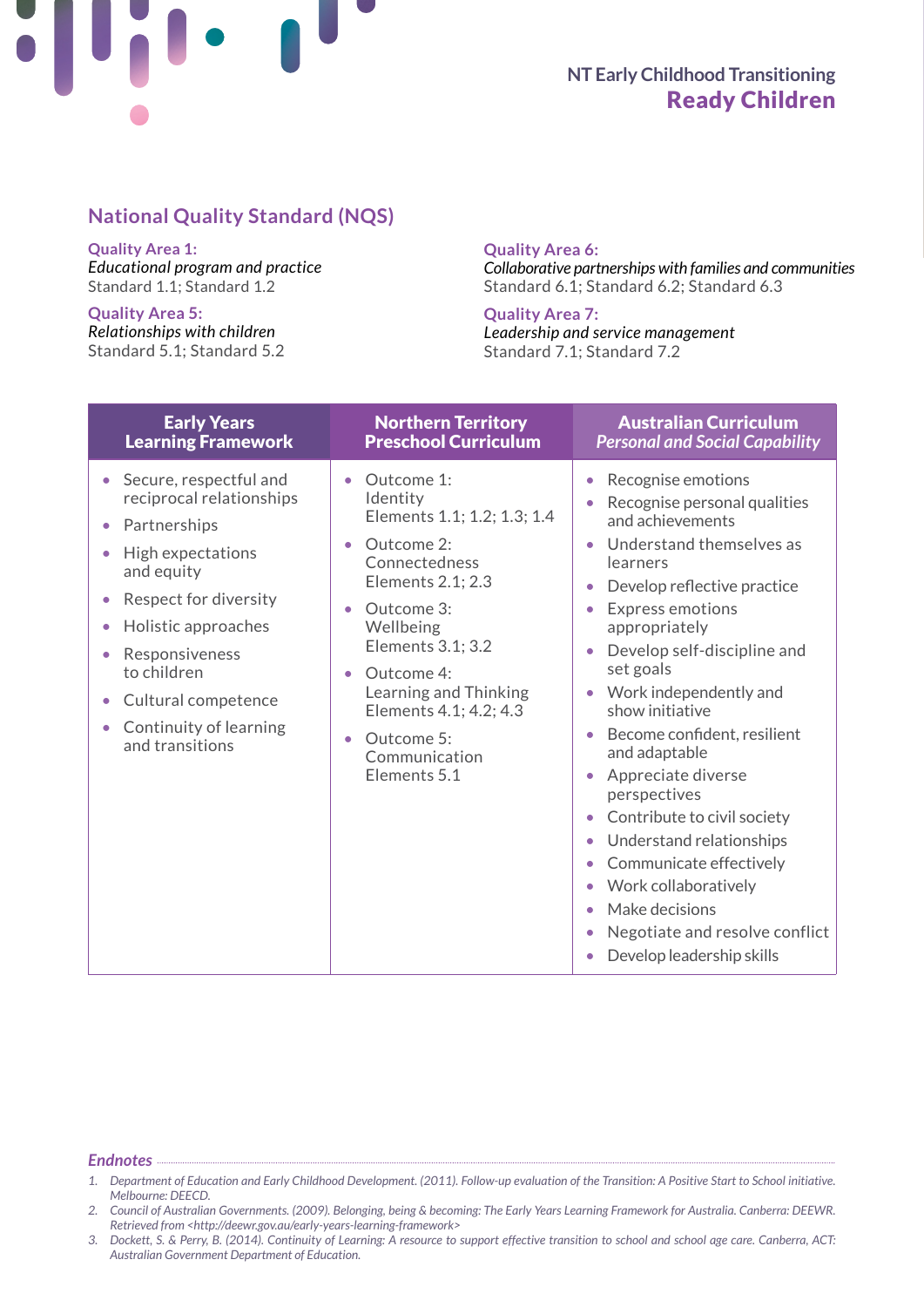## National Quality Standard (NQS)

**Quality Area 1:**
*Educational program and practice*
Standard 1.1; Standard 1.2

**Quality Area 5:**
*Relationships with children*
Standard 5.1; Standard 5.2

**Quality Area 6:**
*Collaborative partnerships with families and communities*
Standard 6.1; Standard 6.2; Standard 6.3

**Quality Area 7:**
*Leadership and service management*
Standard 7.1; Standard 7.2

| Early Years Learning Framework | Northern Territory Preschool Curriculum | Australian Curriculum *Personal and Social Capability* |
|---|---|---|
| • Secure, respectful and reciprocal relationships<br>• Partnerships<br>• High expectations and equity<br>• Respect for diversity<br>• Holistic approaches<br>• Responsiveness to children<br>• Cultural competence<br>• Continuity of learning and transitions | • Outcome 1: Identity Elements 1.1; 1.2; 1.3; 1.4<br>• Outcome 2: Connectedness Elements 2.1; 2.3<br>• Outcome 3: Wellbeing Elements 3.1; 3.2<br>• Outcome 4: Learning and Thinking Elements 4.1; 4.2; 4.3<br>• Outcome 5: Communication Elements 5.1 | • Recognise emotions<br>• Recognise personal qualities and achievements<br>• Understand themselves as learners<br>• Develop reflective practice<br>• Express emotions appropriately<br>• Develop self-discipline and set goals<br>• Work independently and show initiative<br>• Become confident, resilient and adaptable<br>• Appreciate diverse perspectives<br>• Contribute to civil society<br>• Understand relationships<br>• Communicate effectively<br>• Work collaboratively<br>• Make decisions<br>• Negotiate and resolve conflict<br>• Develop leadership skills |

### *Endnotes*

1. *Department of Education and Early Childhood Development. (2011). Follow-up evaluation of the Transition: A Positive Start to School initiative. Melbourne: DEECD.*
2. *Council of Australian Governments. (2009). Belonging, being & becoming: The Early Years Learning Framework for Australia. Canberra: DEEWR. Retrieved from <http://deewr.gov.au/early-years-learning-framework>*
3. *Dockett, S. & Perry, B. (2014). Continuity of Learning: A resource to support effective transition to school and school age care. Canberra, ACT: Australian Government Department of Education.*